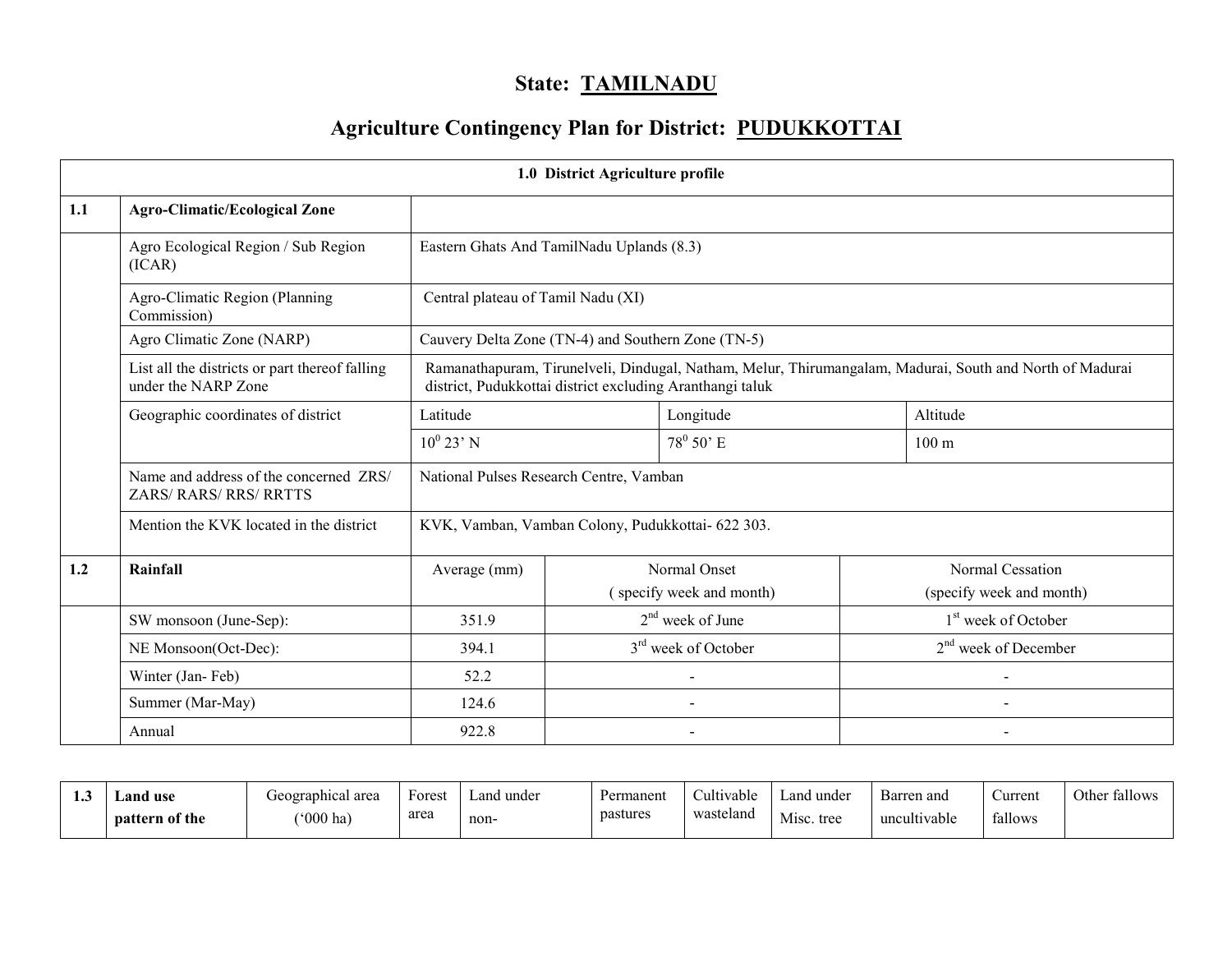# State: TAMILNADU

## Agriculture Contingency Plan for District: PUDUKKOTTAI

| 1.0 District Agriculture profile | | | | |
|---|---|---|---|---|
| **1.1** | **Agro-Climatic/Ecological Zone** | | | |
| | Agro Ecological Region / Sub Region (ICAR) | Eastern Ghats And TamilNadu Uplands (8.3) | | |
| | Agro-Climatic Region (Planning Commission) | Central plateau of Tamil Nadu (XI) | | |
| | Agro Climatic Zone (NARP) | Cauvery Delta Zone (TN-4) and Southern Zone (TN-5) | | |
| | List all the districts or part thereof falling under the NARP Zone | Ramanathapuram, Tirunelveli, Dindugal, Natham, Melur, Thirumangalam, Madurai, South and North of Madurai district, Pudukkottai district excluding Aranthangi taluk | | |
| | Geographic coordinates of district | Latitude | Longitude | Altitude |
| | | $10^0$ 23' N | $78^0$ 50' E | 100 m |
| | Name and address of the concerned ZRS/ ZARS/ RARS/ RRS/ RRTTS | National Pulses Research Centre, Vamban | | |
| | Mention the KVK located in the district | KVK, Vamban, Vamban Colony, Pudukkottai- 622 303. | | |

| 1.2 | Rainfall | Average (mm) | Normal Onset ( specify week and month) | Normal Cessation (specify week and month) |
|---|---|---|---|---|
| | SW monsoon (June-Sep): | 351.9 | 2nd week of June | 1st week of October |
| | NE Monsoon(Oct-Dec): | 394.1 | 3rd week of October | 2nd week of December |
| | Winter (Jan- Feb) | 52.2 | - | - |
| | Summer (Mar-May) | 124.6 | - | - |
| | Annual | 922.8 | - | - |

| 1.3 | Land use pattern of the | Geographical area ('000 ha) | Forest area | Land under non- | Permanent pastures | Cultivable wasteland | Land under Misc. tree | Barren and uncultivable | Current fallows | Other fallows |
|---|---|---|---|---|---|---|---|---|---|---|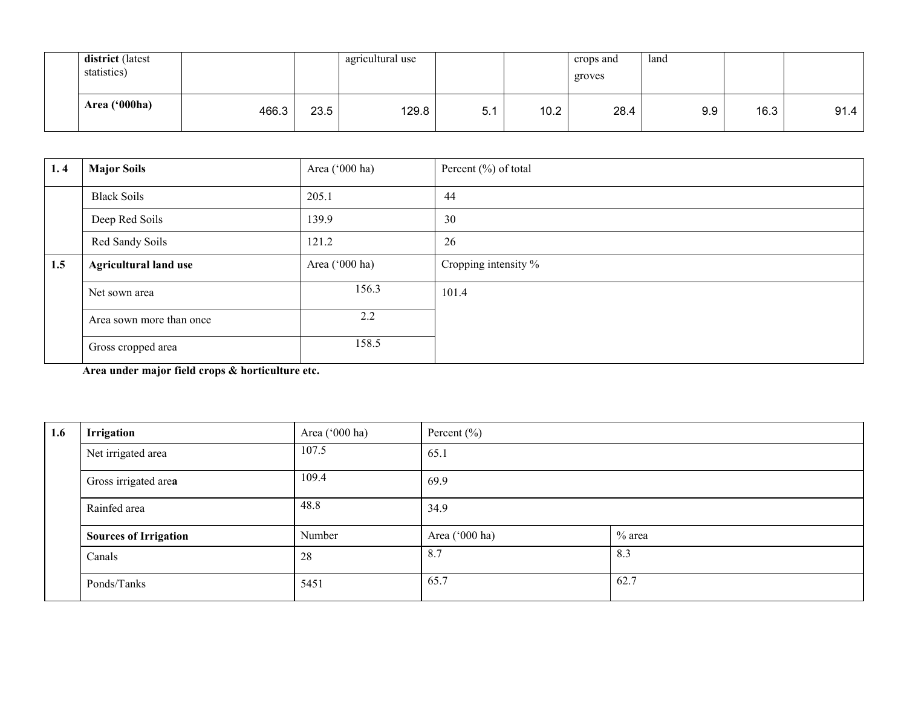| | district (latest statistics) | | | agricultural use | | | crops and groves | land | | |
|---|---|---|---|---|---|---|---|---|---|---|
| | Area ('000ha) | 466.3 | 23.5 | 129.8 | 5.1 | 10.2 | 28.4 | 9.9 | 16.3 | 91.4 |

| 1. 4 | Major Soils | Area ('000 ha) | Percent (%) of total |
|---|---|---|---|
| | Black Soils | 205.1 | 44 |
| | Deep Red Soils | 139.9 | 30 |
| | Red Sandy Soils | 121.2 | 26 |
| 1.5 | Agricultural land use | Area ('000 ha) | Cropping intensity % |
| | Net sown area | 156.3 | 101.4 |
| | Area sown more than once | 2.2 | |
| | Gross cropped area | 158.5 | |

**Area under major field crops & horticulture etc.**

| 1.6 | Irrigation | Area ('000 ha) | Percent (%) | |
|---|---|---|---|---|
| | Net irrigated area | 107.5 | 65.1 | |
| | Gross irrigated area | 109.4 | 69.9 | |
| | Rainfed area | 48.8 | 34.9 | |
| | **Sources of Irrigation** | Number | Area ('000 ha) | % area |
| | Canals | 28 | 8.7 | 8.3 |
| | Ponds/Tanks | 5451 | 65.7 | 62.7 |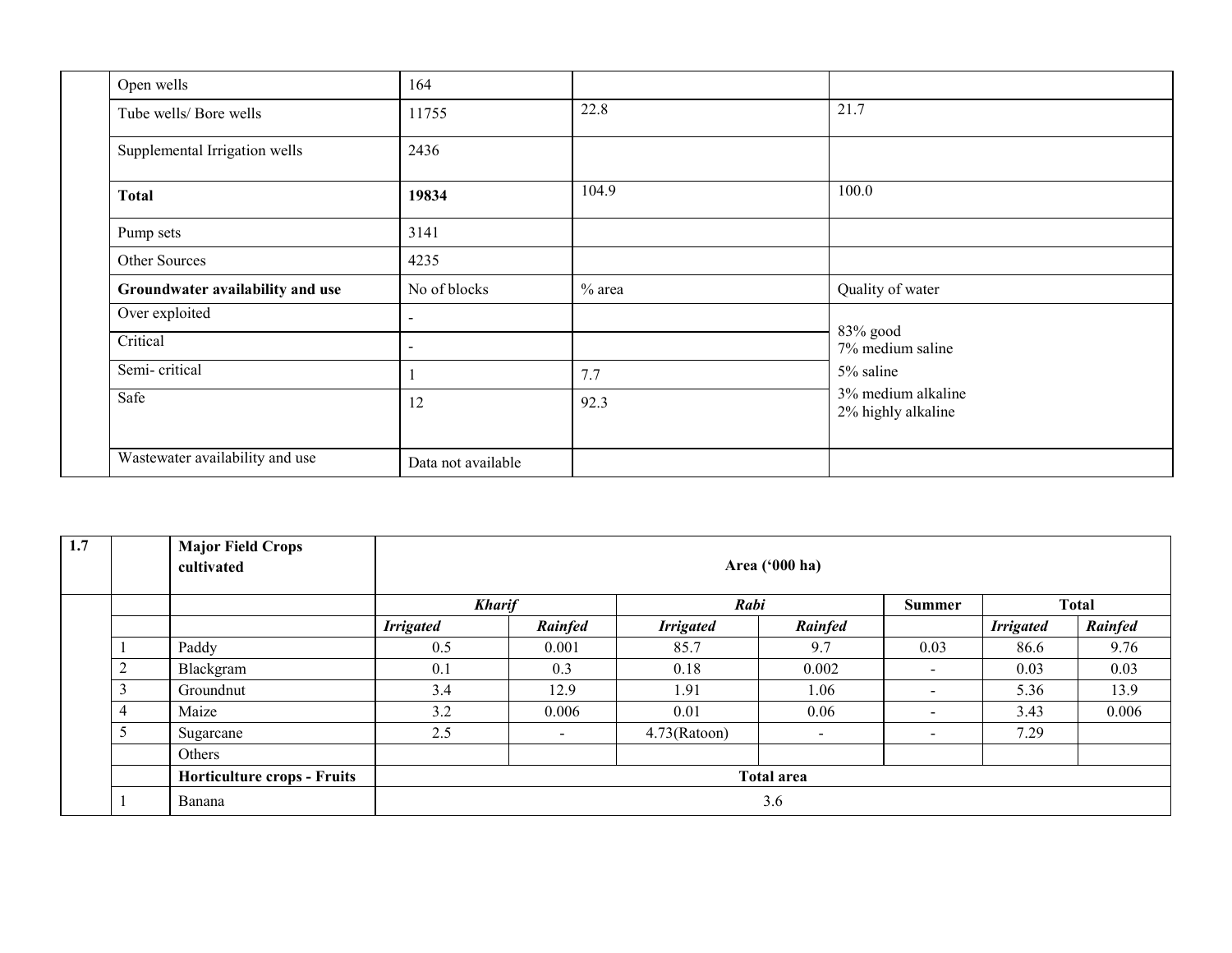| | | | | |
|---|---|---|---|---|
| | Open wells | 164 | | |
| | Tube wells/ Bore wells | 11755 | 22.8 | 21.7 |
| | Supplemental Irrigation wells | 2436 | | |
| | **Total** | **19834** | 104.9 | 100.0 |
| | Pump sets | 3141 | | |
| | Other Sources | 4235 | | |
| | **Groundwater availability and use** | No of blocks | % area | Quality of water |
| | Over exploited | - | | 83% good<br>7% medium saline<br>5% saline<br>3% medium alkaline<br>2% highly alkaline |
| | Critical | - | | |
| | Semi- critical | 1 | 7.7 | |
| | Safe | 12 | 92.3 | |
| | Wastewater availability and use | Data not available | | |

| 1.7 | | Major Field Crops cultivated | Area ('000 ha) | | | | | | |
|---|---|---|---|---|---|---|---|---|---|
| | | | ***Kharif*** | | ***Rabi*** | | **Summer** | **Total** | |
| | | | ***Irrigated*** | ***Rainfed*** | ***Irrigated*** | ***Rainfed*** | | ***Irrigated*** | ***Rainfed*** |
| | 1 | Paddy | 0.5 | 0.001 | 85.7 | 9.7 | 0.03 | 86.6 | 9.76 |
| | 2 | Blackgram | 0.1 | 0.3 | 0.18 | 0.002 | - | 0.03 | 0.03 |
| | 3 | Groundnut | 3.4 | 12.9 | 1.91 | 1.06 | - | 5.36 | 13.9 |
| | 4 | Maize | 3.2 | 0.006 | 0.01 | 0.06 | - | 3.43 | 0.006 |
| | 5 | Sugarcane | 2.5 | - | 4.73(Ratoon) | - | - | 7.29 | |
| | | Others | | | | | | | |
| | | **Horticulture crops - Fruits** | **Total area** | | | | | | |
| | 1 | Banana | 3.6 | | | | | | |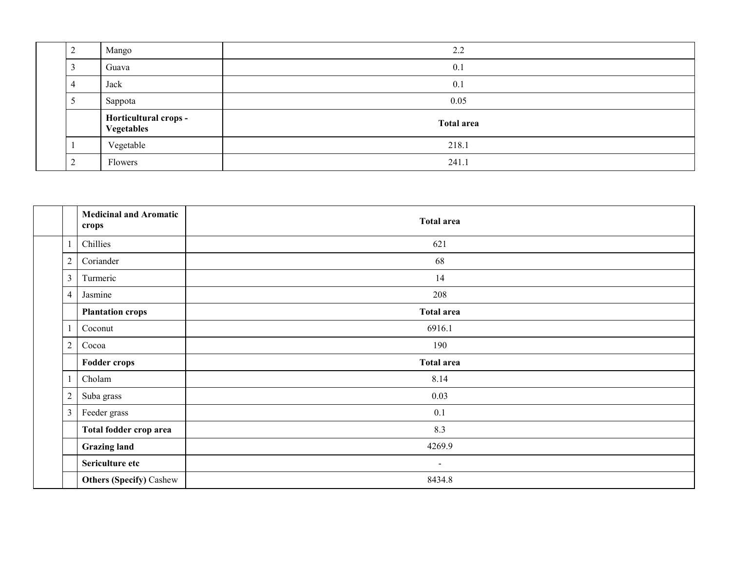| | | | |
|---|---|---|---|
| | 2 | Mango | 2.2 |
| | 3 | Guava | 0.1 |
| | 4 | Jack | 0.1 |
| | 5 | Sappota | 0.05 |
| | | **Horticultural crops - Vegetables** | **Total area** |
| | 1 | Vegetable | 218.1 |
| | 2 | Flowers | 241.1 |

| | | **Medicinal and Aromatic crops** | **Total area** |
|---|---|---|---|
| | 1 | Chillies | 621 |
| | 2 | Coriander | 68 |
| | 3 | Turmeric | 14 |
| | 4 | Jasmine | 208 |
| | | **Plantation crops** | **Total area** |
| | 1 | Coconut | 6916.1 |
| | 2 | Cocoa | 190 |
| | | **Fodder crops** | **Total area** |
| | 1 | Cholam | 8.14 |
| | 2 | Suba grass | 0.03 |
| | 3 | Feeder grass | 0.1 |
| | | **Total fodder crop area** | 8.3 |
| | | **Grazing land** | 4269.9 |
| | | **Sericulture etc** | - |
| | | **Others (Specify)** Cashew | 8434.8 |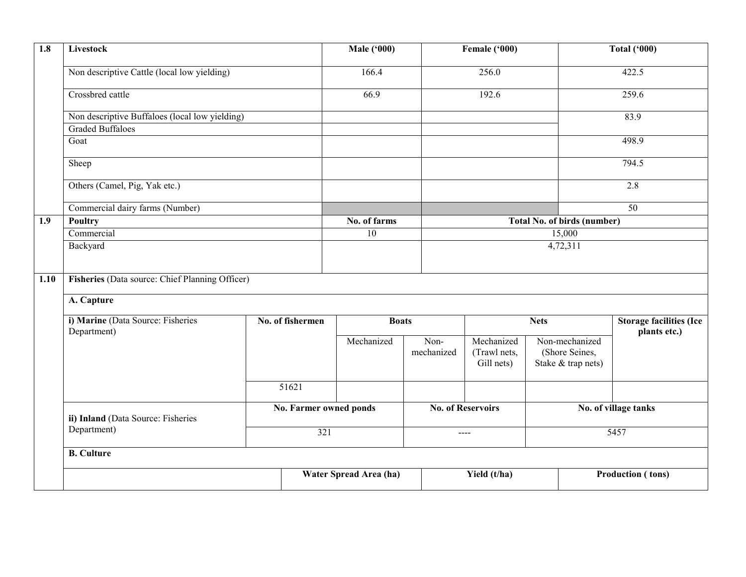| 1.8 | Livestock | Male ('000) | Female ('000) | Total ('000) |
|---|---|---|---|---|
| | Non descriptive Cattle (local low yielding) | 166.4 | 256.0 | 422.5 |
| | Crossbred cattle | 66.9 | 192.6 | 259.6 |
| | Non descriptive Buffaloes (local low yielding) | | | 83.9 |
| | Graded Buffaloes | | | |
| | Goat | | | 498.9 |
| | Sheep | | | 794.5 |
| | Others (Camel, Pig, Yak etc.) | | | 2.8 |
| | Commercial dairy farms (Number) | | | 50 |
| 1.9 | Poultry | No. of farms | Total No. of birds (number) | |
| | Commercial | 10 | 15,000 | |
| | Backyard | | 4,72,311 | |

| 1.10 | Fisheries (Data source: Chief Planning Officer) | | | | | | |
|---|---|---|---|---|---|---|---|
| | **A. Capture** | | | | | | |
| | i) Marine (Data Source: Fisheries Department) | No. of fishermen | Boats | | Nets | | Storage facilities (Ice plants etc.) |
| | | | Mechanized | Non-mechanized | Mechanized (Trawl nets, Gill nets) | Non-mechanized (Shore Seines, Stake & trap nets) | |
| | | 51621 | | | | | |
| | ii) Inland (Data Source: Fisheries Department) | No. Farmer owned ponds | | No. of Reservoirs | | No. of village tanks | |
| | | 321 | | ---- | | 5457 | |
| | **B. Culture** | | | | | | |
| | | Water Spread Area (ha) | | Yield (t/ha) | | Production ( tons) | |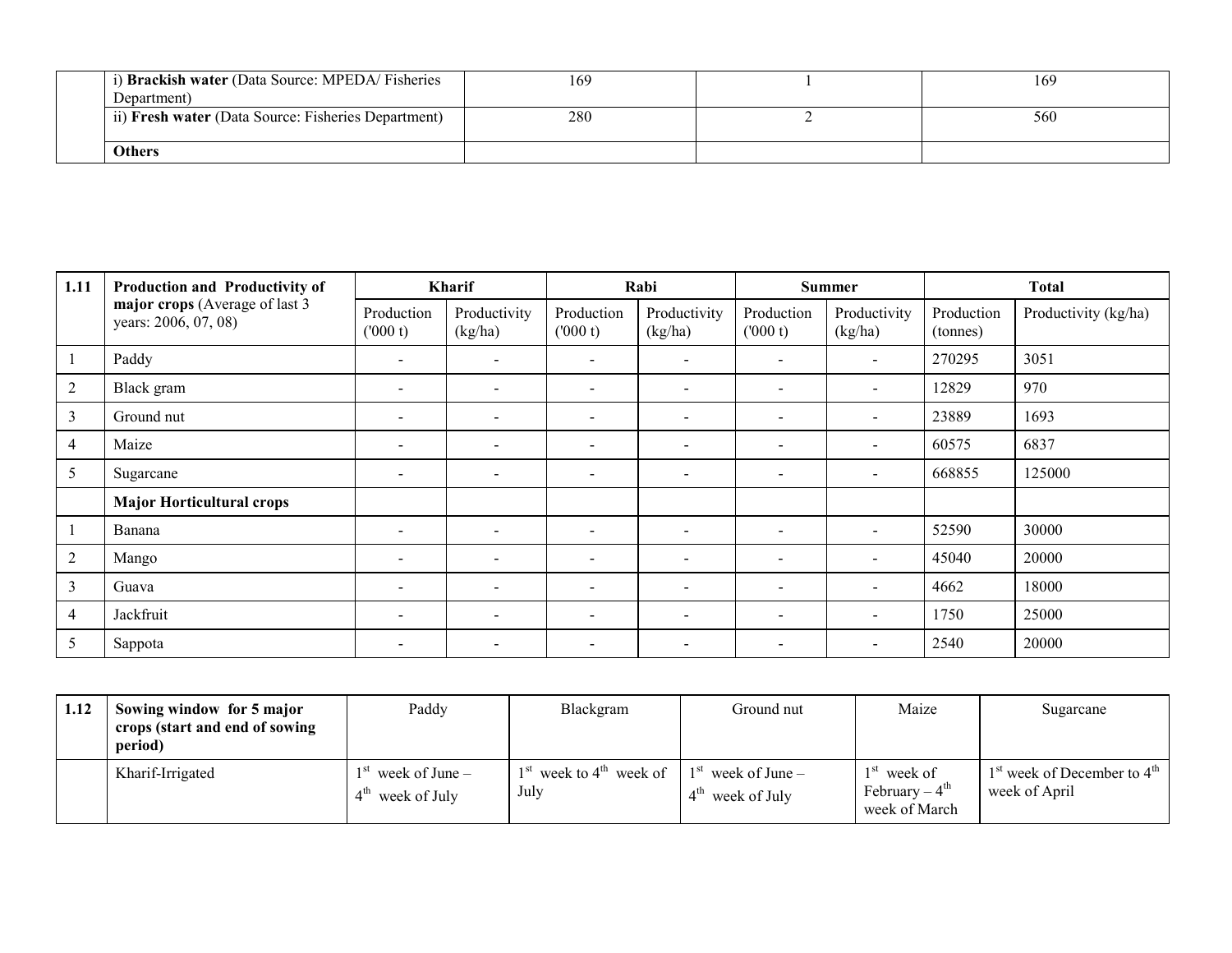| | | | | |
|---|---|---|---|---|
| | i) **Brackish water** (Data Source: MPEDA/ Fisheries Department) | 169 | 1 | 169 |
| | ii) **Fresh water** (Data Source: Fisheries Department) | 280 | 2 | 560 |
| | **Others** | | | |

| **1.11** | **Production and Productivity of major crops** (Average of last 3 years: 2006, 07, 08) | **Kharif** | | **Rabi** | | **Summer** | | **Total** | |
|---|---|---|---|---|---|---|---|---|---|
| | | Production ('000 t) | Productivity (kg/ha) | Production ('000 t) | Productivity (kg/ha) | Production ('000 t) | Productivity (kg/ha) | Production (tonnes) | Productivity (kg/ha) |
| 1 | Paddy | - | - | - | - | - | - | 270295 | 3051 |
| 2 | Black gram | - | - | - | - | - | - | 12829 | 970 |
| 3 | Ground nut | - | - | - | - | - | - | 23889 | 1693 |
| 4 | Maize | - | - | - | - | - | - | 60575 | 6837 |
| 5 | Sugarcane | - | - | - | - | - | - | 668855 | 125000 |
| | **Major Horticultural crops** | | | | | | | | |
| 1 | Banana | - | - | - | - | - | - | 52590 | 30000 |
| 2 | Mango | - | - | - | - | - | - | 45040 | 20000 |
| 3 | Guava | - | - | - | - | - | - | 4662 | 18000 |
| 4 | Jackfruit | - | - | - | - | - | - | 1750 | 25000 |
| 5 | Sappota | - | - | - | - | - | - | 2540 | 20000 |

| **1.12** | **Sowing window for 5 major crops (start and end of sowing period)** | Paddy | Blackgram | Ground nut | Maize | Sugarcane |
|---|---|---|---|---|---|---|
| | Kharif-Irrigated | 1st week of June – 4th week of July | 1st week to 4th week of July | 1st week of June – 4th week of July | 1st week of February – 4th week of March | 1st week of December to 4th week of April |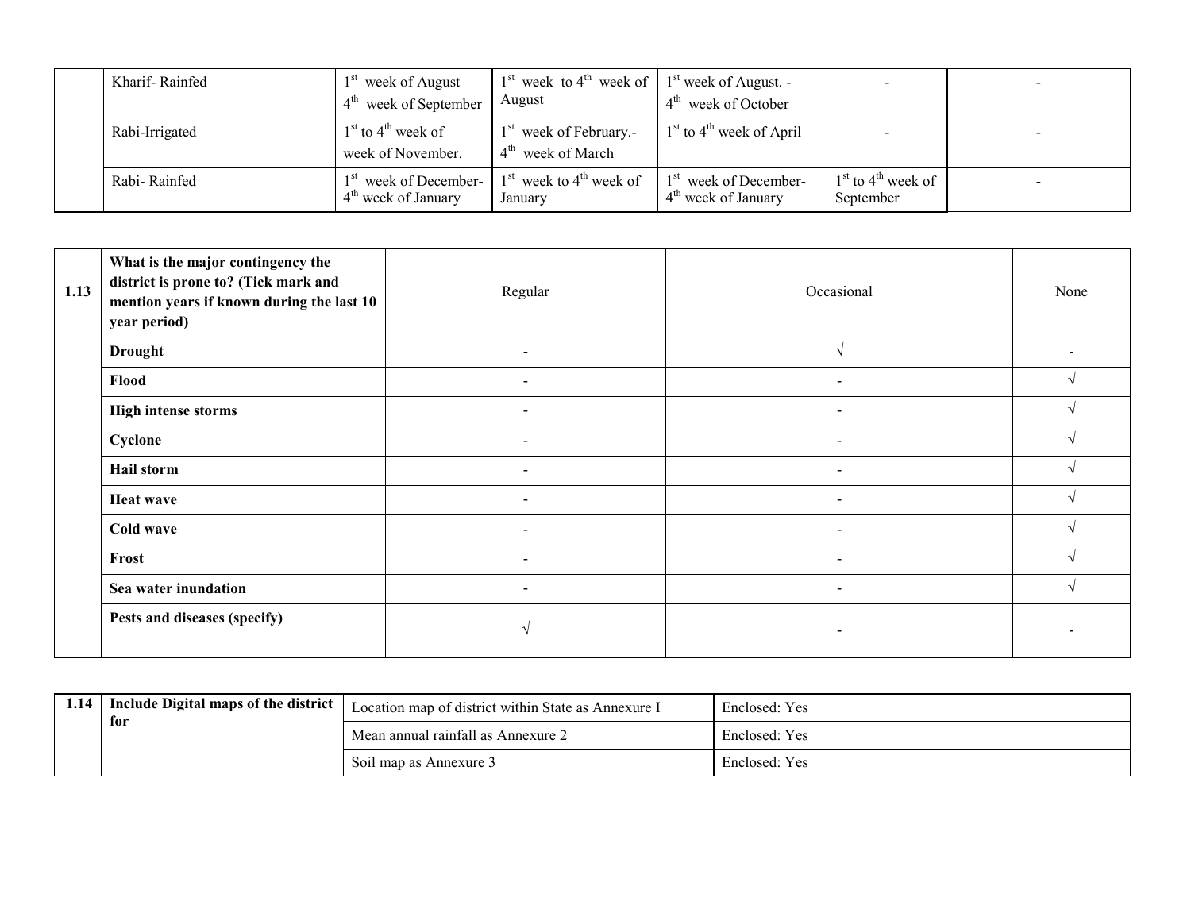| | | | | | | |
|---|---|---|---|---|---|---|
| | Kharif- Rainfed | 1st week of August – 4th week of September | 1st week to 4th week of August | 1st week of August. - 4th week of October | - | - |
| | Rabi-Irrigated | 1st to 4th week of week of November. | 1st week of February.- 4th week of March | 1st to 4th week of April | - | - |
| | Rabi- Rainfed | 1st week of December- 4th week of January | 1st week to 4th week of January | 1st week of December- 4th week of January | 1st to 4th week of September | - |

| 1.13 | What is the major contingency the district is prone to? (Tick mark and mention years if known during the last 10 year period) | Regular | Occasional | None |
|---|---|---|---|---|
| | **Drought** | - | √ | - |
| | **Flood** | - | - | √ |
| | **High intense storms** | - | - | √ |
| | **Cyclone** | - | - | √ |
| | **Hail storm** | - | - | √ |
| | **Heat wave** | - | - | √ |
| | **Cold wave** | - | - | √ |
| | **Frost** | - | - | √ |
| | **Sea water inundation** | - | - | √ |
| | **Pests and diseases (specify)** | √ | - | - |

| 1.14 | Include Digital maps of the district for | Location map of district within State as Annexure I | Enclosed: Yes |
|---|---|---|---|
| | | Mean annual rainfall as Annexure 2 | Enclosed: Yes |
| | | Soil map as Annexure 3 | Enclosed: Yes |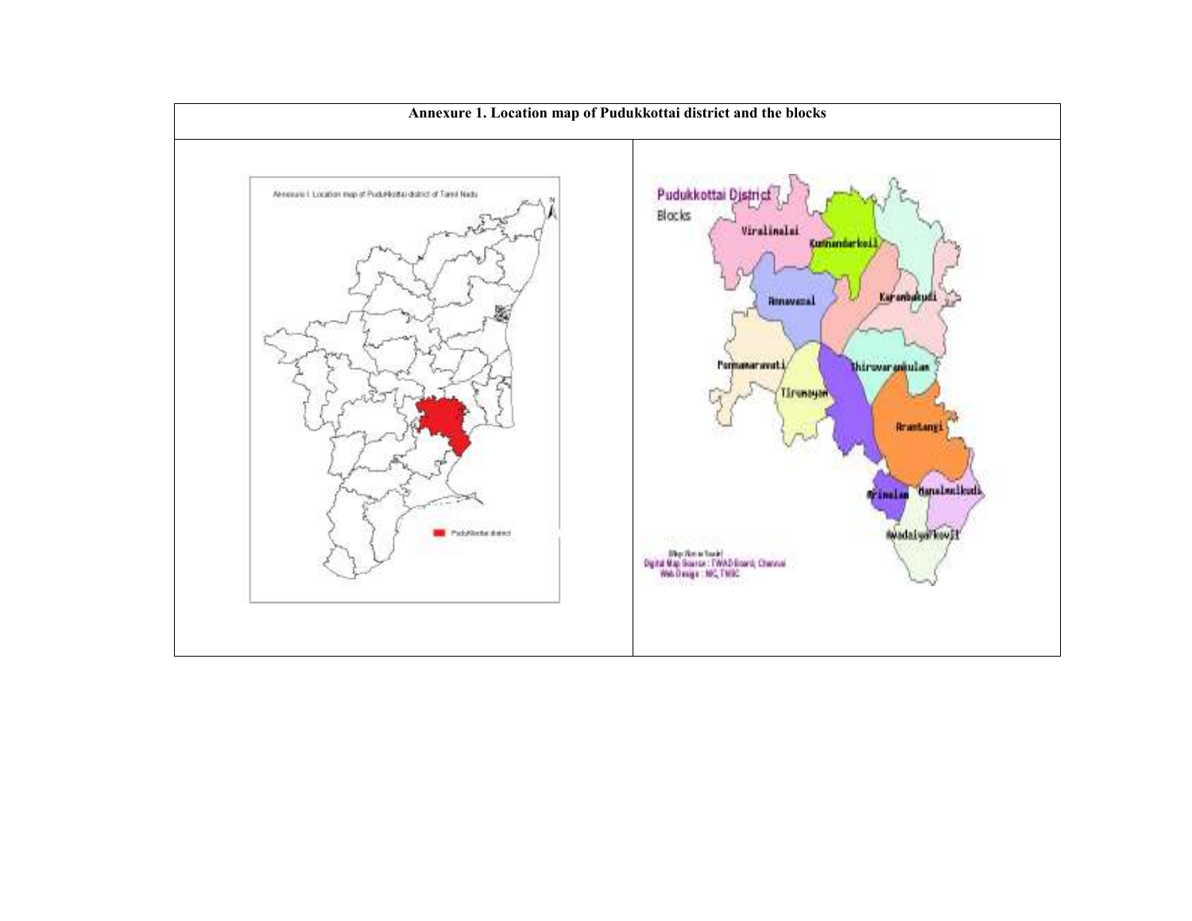**Annexure 1. Location map of Pudukkottai district and the blocks**

Annexure I. Location map of Pudukkottai district of Tamil Nadu

Pudukkottai district

Pudukkottai District

Blocks

Viralimalai

Kunnandarkoil

Annavasal

Karambakudi

Ponnamaravathi

Thiruvarankulam

Tirumayam

Arantangi

Arimalam

Manalmelkudi

Avadaiyarkovil

(Map Not to Scale)

Digital Map Source : TWAD Board, Chennai

Web Design : NIC, TNSC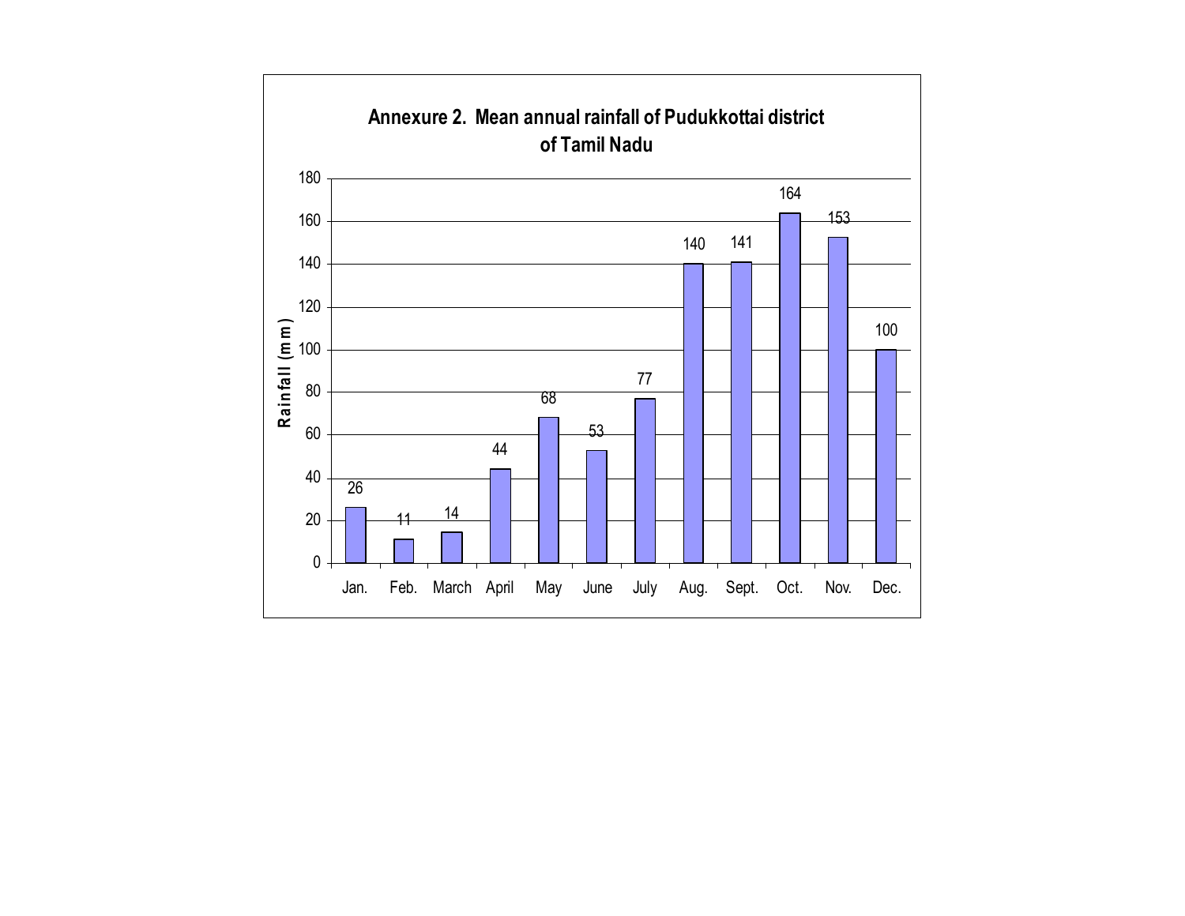**Annexure 2. Mean annual rainfall of Pudukkottai district of Tamil Nadu**

Rainfall (mm)

180
160
140
120
100
80
60
40
20
0

26
11
14
44
68
53
77
140
141
164
153
100

Jan.
Feb.
March
April
May
June
July
Aug.
Sept.
Oct.
Nov.
Dec.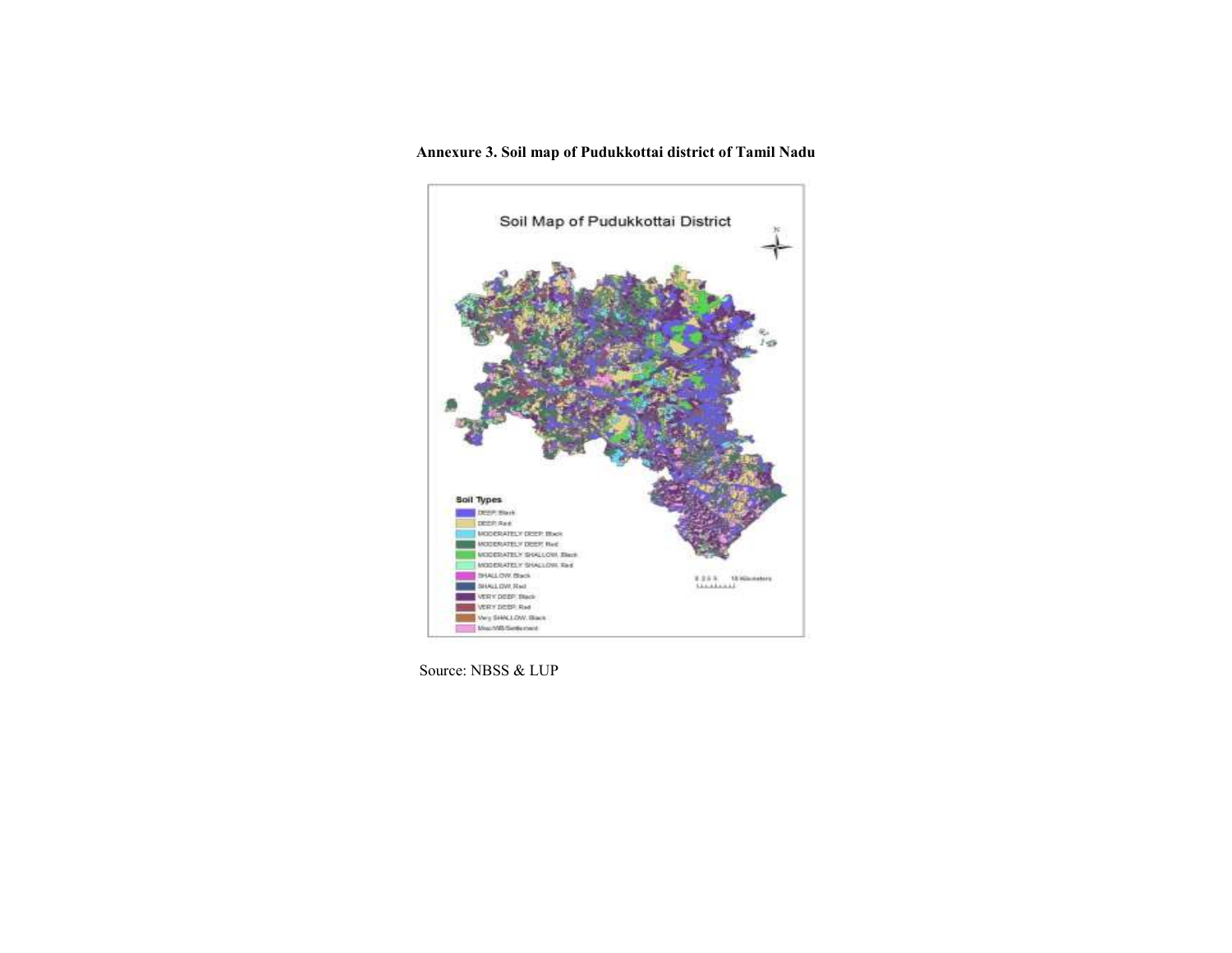**Annexure 3. Soil map of Pudukkottai district of Tamil Nadu**

Soil Map of Pudukkottai District

N

Soil Types

DEEP: Black

DEEP: Red

MODERATELY DEEP: Black

MODERATELY DEEP: Red

MODERATELY SHALLOW: Black

MODERATELY SHALLOW: Red

SHALLOW: Black

SHALLOW: Red

VERY DEEP: Black

VERY DEEP: Red

Very SHALLOW: Black

Misc/WB/Settlement

0 2.5 5 10 Kilometers

Source: NBSS & LUP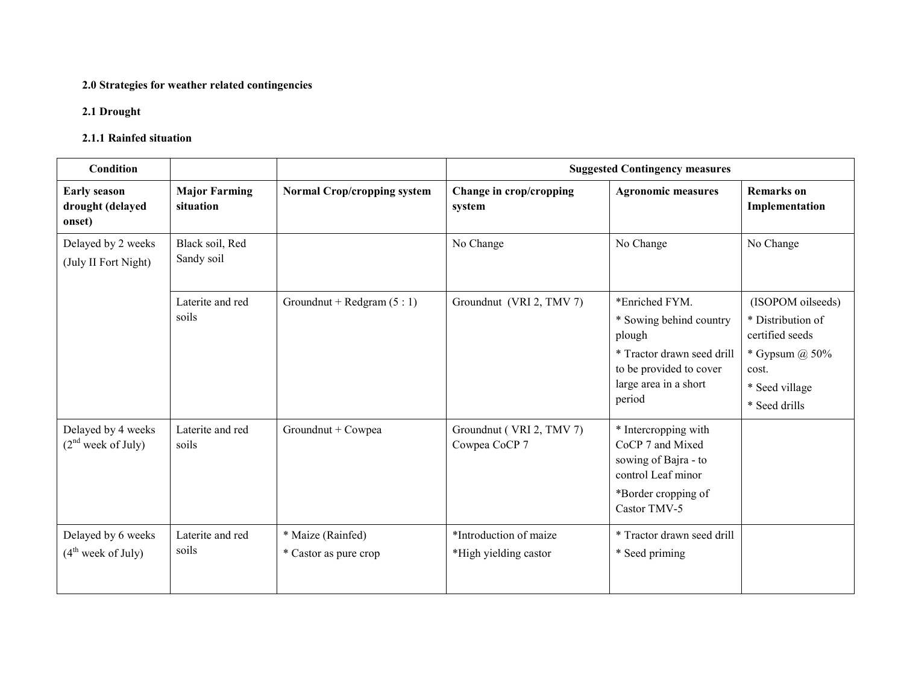**2.0 Strategies for weather related contingencies**

**2.1 Drought**

**2.1.1 Rainfed situation**

| Condition | | | Suggested Contingency measures | | |
|---|---|---|---|---|---|
| **Early season drought (delayed onset)** | **Major Farming situation** | **Normal Crop/cropping system** | **Change in crop/cropping system** | **Agronomic measures** | **Remarks on Implementation** |
| Delayed by 2 weeks (July II Fort Night) | Black soil, Red Sandy soil | | No Change | No Change | No Change |
| | Laterite and red soils | Groundnut + Redgram (5 : 1) | Groundnut (VRI 2, TMV 7) | *Enriched FYM.<br>* Sowing behind country plough<br>* Tractor drawn seed drill to be provided to cover large area in a short period | (ISOPOM oilseeds)<br>* Distribution of certified seeds<br>* Gypsum @ 50% cost.<br>* Seed village<br>* Seed drills |
| Delayed by 4 weeks (2nd week of July) | Laterite and red soils | Groundnut + Cowpea | Groundnut ( VRI 2, TMV 7) Cowpea CoCP 7 | * Intercropping with CoCP 7 and Mixed sowing of Bajra - to control Leaf minor<br>*Border cropping of Castor TMV-5 | |
| Delayed by 6 weeks (4th week of July) | Laterite and red soils | * Maize (Rainfed)<br>* Castor as pure crop | *Introduction of maize<br>*High yielding castor | * Tractor drawn seed drill<br>* Seed priming | |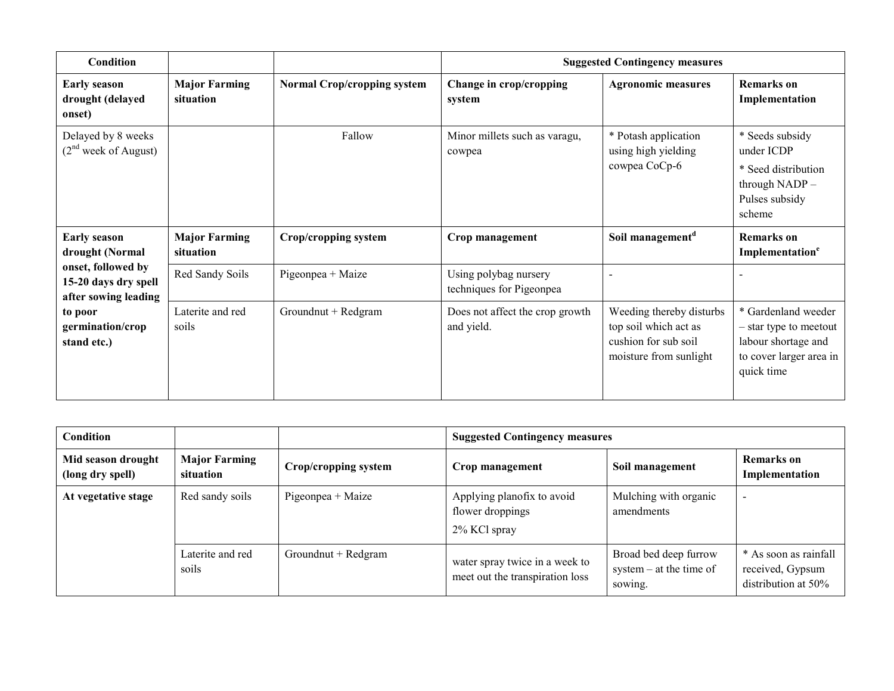| Condition | | | Suggested Contingency measures | | |
|---|---|---|---|---|---|
| **Early season drought (delayed onset)** | **Major Farming situation** | **Normal Crop/cropping system** | **Change in crop/cropping system** | **Agronomic measures** | **Remarks on Implementation** |
| Delayed by 8 weeks (2nd week of August) | | Fallow | Minor millets such as varagu, cowpea | * Potash application using high yielding cowpea CoCp-6 | * Seeds subsidy under ICDP<br>* Seed distribution through NADP – Pulses subsidy scheme |
| **Early season drought (Normal onset, followed by 15-20 days dry spell after sowing leading to poor germination/crop stand etc.)** | **Major Farming situation** | **Crop/cropping system** | **Crop management** | **Soil management[d]** | **Remarks on Implementation[e]** |
| | Red Sandy Soils | Pigeonpea + Maize | Using polybag nursery techniques for Pigeonpea | - | - |
| | Laterite and red soils | Groundnut + Redgram | Does not affect the crop growth and yield. | Weeding thereby disturbs top soil which act as cushion for sub soil moisture from sunlight | * Gardenland weeder – star type to meetout labour shortage and to cover larger area in quick time |

| Condition | | | Suggested Contingency measures | | |
|---|---|---|---|---|---|
| **Mid season drought (long dry spell)** | **Major Farming situation** | **Crop/cropping system** | **Crop management** | **Soil management** | **Remarks on Implementation** |
| **At vegetative stage** | Red sandy soils | Pigeonpea + Maize | Applying planofix to avoid flower droppings<br>2% KCl spray | Mulching with organic amendments | - |
| | Laterite and red soils | Groundnut + Redgram | water spray twice in a week to meet out the transpiration loss | Broad bed deep furrow system – at the time of sowing. | * As soon as rainfall received, Gypsum distribution at 50% |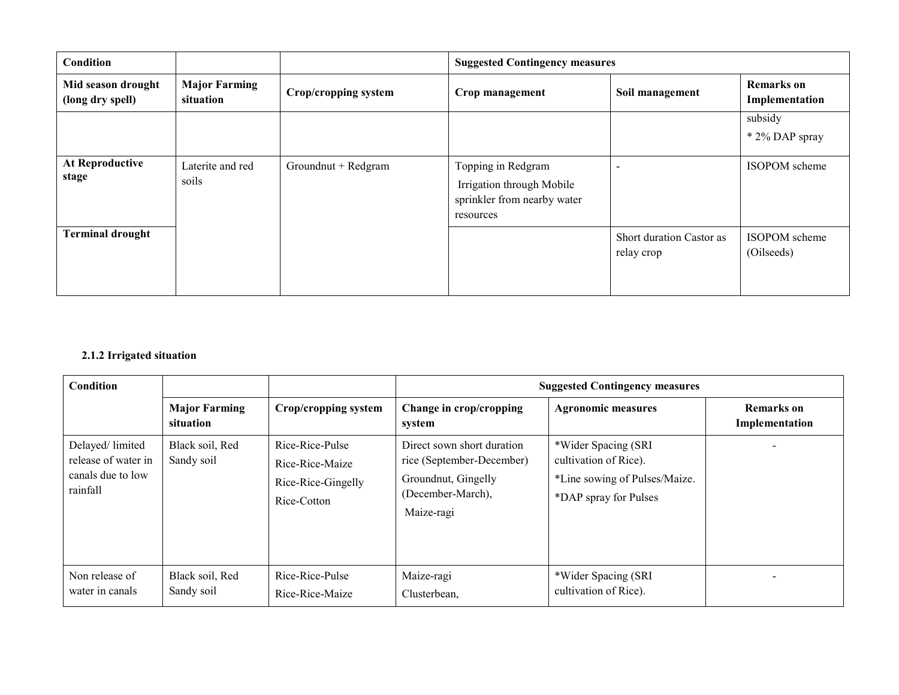| Condition | | | Suggested Contingency measures | | |
|---|---|---|---|---|---|
| Mid season drought (long dry spell) | Major Farming situation | Crop/cropping system | Crop management | Soil management | Remarks on Implementation |
| | | | | | subsidy<br>* 2% DAP spray |
| At Reproductive stage | Laterite and red soils | Groundnut + Redgram | Topping in Redgram<br>Irrigation through Mobile sprinkler from nearby water resources | - | ISOPOM scheme |
| Terminal drought | | | | Short duration Castor as relay crop | ISOPOM scheme (Oilseeds) |

**2.1.2 Irrigated situation**

| Condition | | | Suggested Contingency measures | | |
|---|---|---|---|---|---|
| | Major Farming situation | Crop/cropping system | Change in crop/cropping system | Agronomic measures | Remarks on Implementation |
| Delayed/ limited release of water in canals due to low rainfall | Black soil, Red Sandy soil | Rice-Rice-Pulse<br>Rice-Rice-Maize<br>Rice-Rice-Gingelly<br>Rice-Cotton | Direct sown short duration rice (September-December)<br>Groundnut, Gingelly (December-March),<br>Maize-ragi | *Wider Spacing (SRI cultivation of Rice).<br>*Line sowing of Pulses/Maize.<br>*DAP spray for Pulses | - |
| Non release of water in canals | Black soil, Red Sandy soil | Rice-Rice-Pulse<br>Rice-Rice-Maize | Maize-ragi<br>Clusterbean, | *Wider Spacing (SRI cultivation of Rice). | - |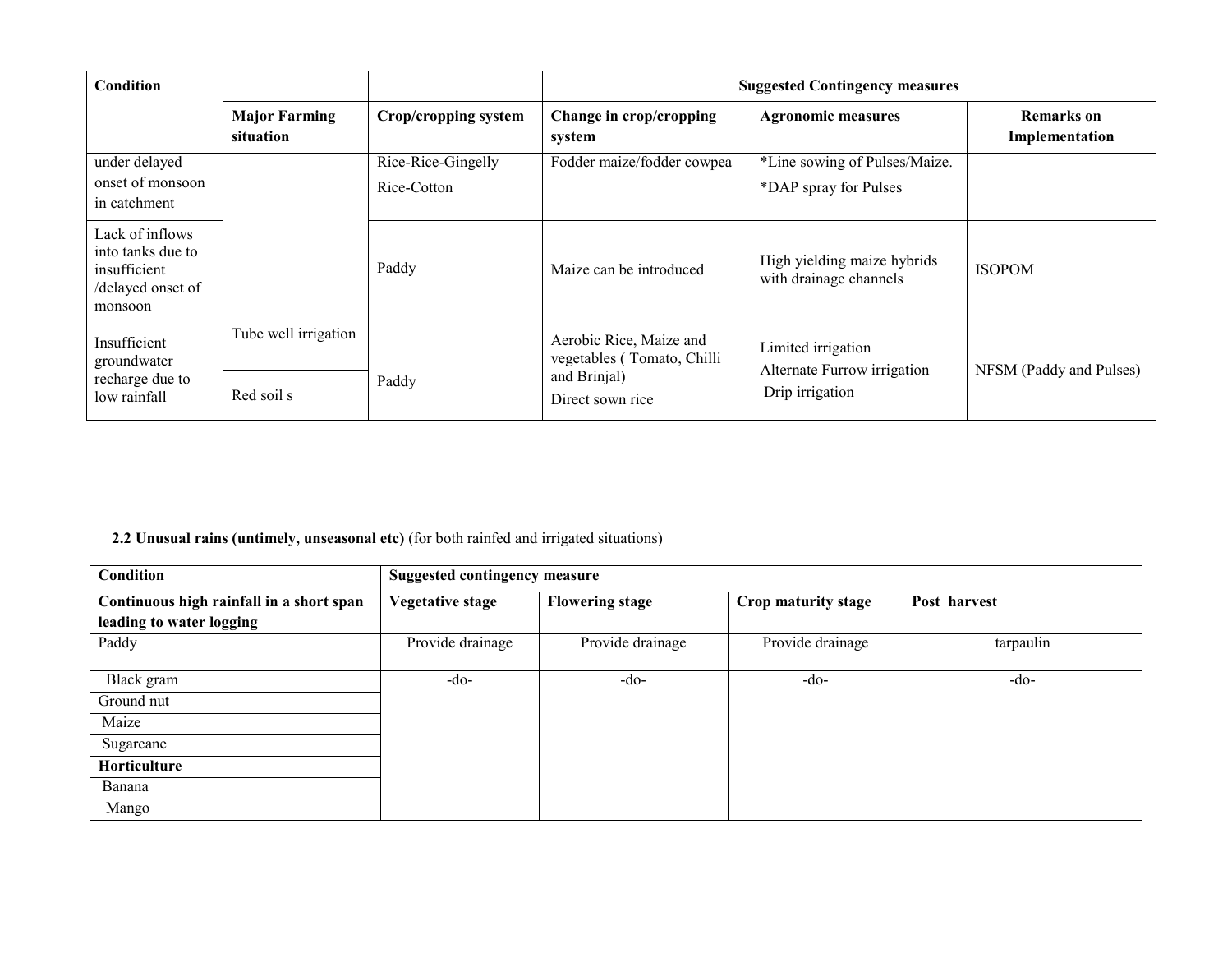| Condition | | | Suggested Contingency measures | | |
|---|---|---|---|---|---|
| | Major Farming situation | Crop/cropping system | Change in crop/cropping system | Agronomic measures | Remarks on Implementation |
| under delayed onset of monsoon in catchment | | Rice-Rice-Gingelly<br>Rice-Cotton | Fodder maize/fodder cowpea | *Line sowing of Pulses/Maize.<br>*DAP spray for Pulses | |
| Lack of inflows into tanks due to insufficient /delayed onset of monsoon | | Paddy | Maize can be introduced | High yielding maize hybrids with drainage channels | ISOPOM |
| Insufficient groundwater recharge due to low rainfall | Tube well irrigation<br>Red soil s | Paddy | Aerobic Rice, Maize and vegetables ( Tomato, Chilli and Brinjal)<br>Direct sown rice | Limited irrigation<br>Alternate Furrow irrigation<br>Drip irrigation | NFSM (Paddy and Pulses) |

**2.2 Unusual rains (untimely, unseasonal etc)** (for both rainfed and irrigated situations)

| Condition | Suggested contingency measure | | | |
|---|---|---|---|---|
| **Continuous high rainfall in a short span leading to water logging** | **Vegetative stage** | **Flowering stage** | **Crop maturity stage** | **Post harvest** |
| Paddy | Provide drainage | Provide drainage | Provide drainage | tarpaulin |
| Black gram | -do- | -do- | -do- | -do- |
| Ground nut | | | | |
| Maize | | | | |
| Sugarcane | | | | |
| **Horticulture** | | | | |
| Banana | | | | |
| Mango | | | | |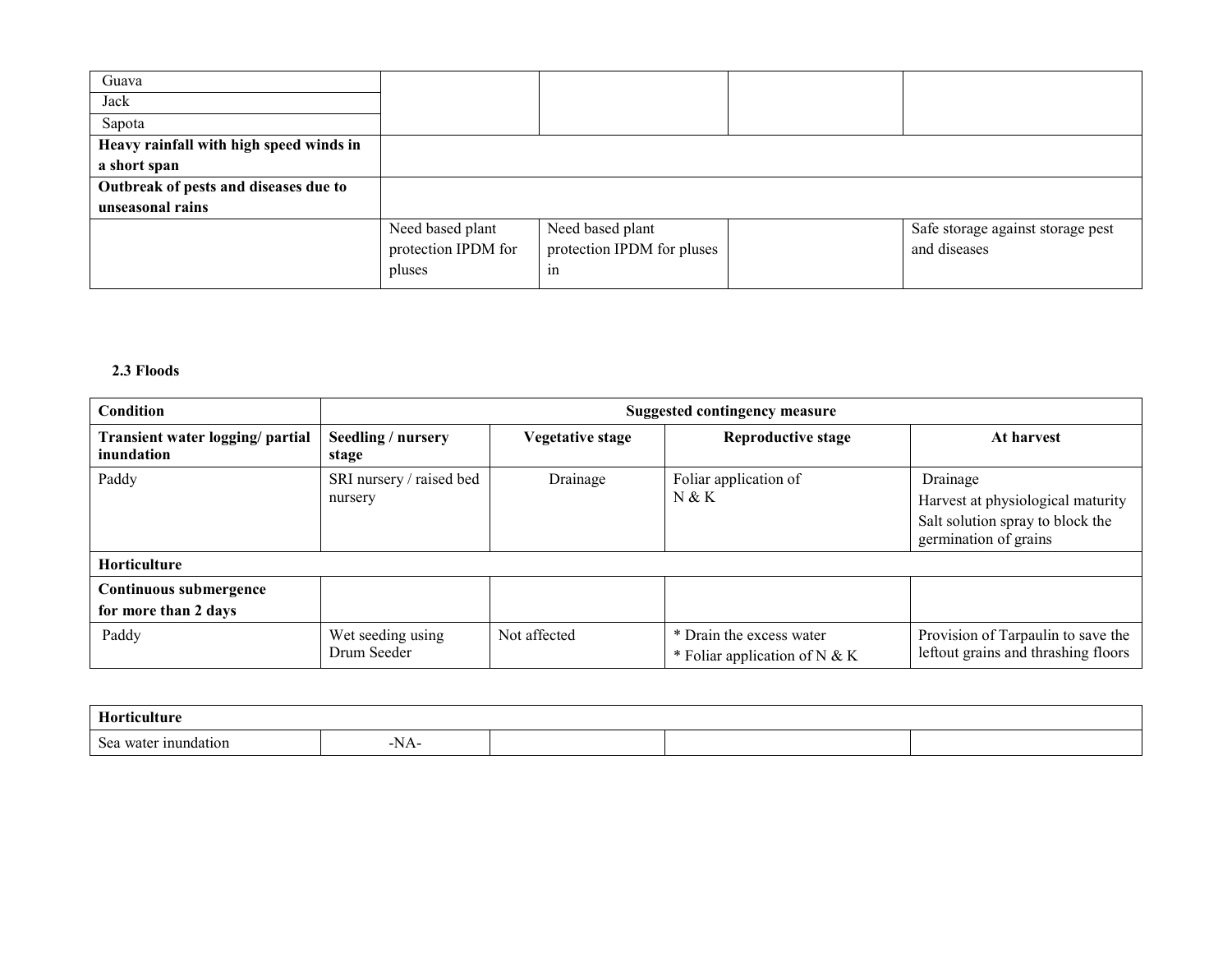| | | | | |
|---|---|---|---|---|
| Guava<br>Jack<br>Sapota | | | | |
| **Heavy rainfall with high speed winds in a short span** | | | | |
| **Outbreak of pests and diseases due to unseasonal rains** | | | | |
| | Need based plant protection IPDM for pluses | Need based plant protection IPDM for pluses in | | Safe storage against storage pest and diseases |

### 2.3 Floods

| **Condition** | **Suggested contingency measure** | | | |
|---|---|---|---|---|
| **Transient water logging/ partial inundation** | **Seedling / nursery stage** | **Vegetative stage** | **Reproductive stage** | **At harvest** |
| Paddy | SRI nursery / raised bed nursery | Drainage | Foliar application of N & K | Drainage<br>Harvest at physiological maturity<br>Salt solution spray to block the germination of grains |
| **Horticulture** | | | | |
| **Continuous submergence for more than 2 days** | | | | |
| Paddy | Wet seeding using Drum Seeder | Not affected | * Drain the excess water<br>* Foliar application of N & K | Provision of Tarpaulin to save the leftout grains and thrashing floors |

| **Horticulture** | | | | |
|---|---|---|---|---|
| Sea water inundation | -NA- | | | |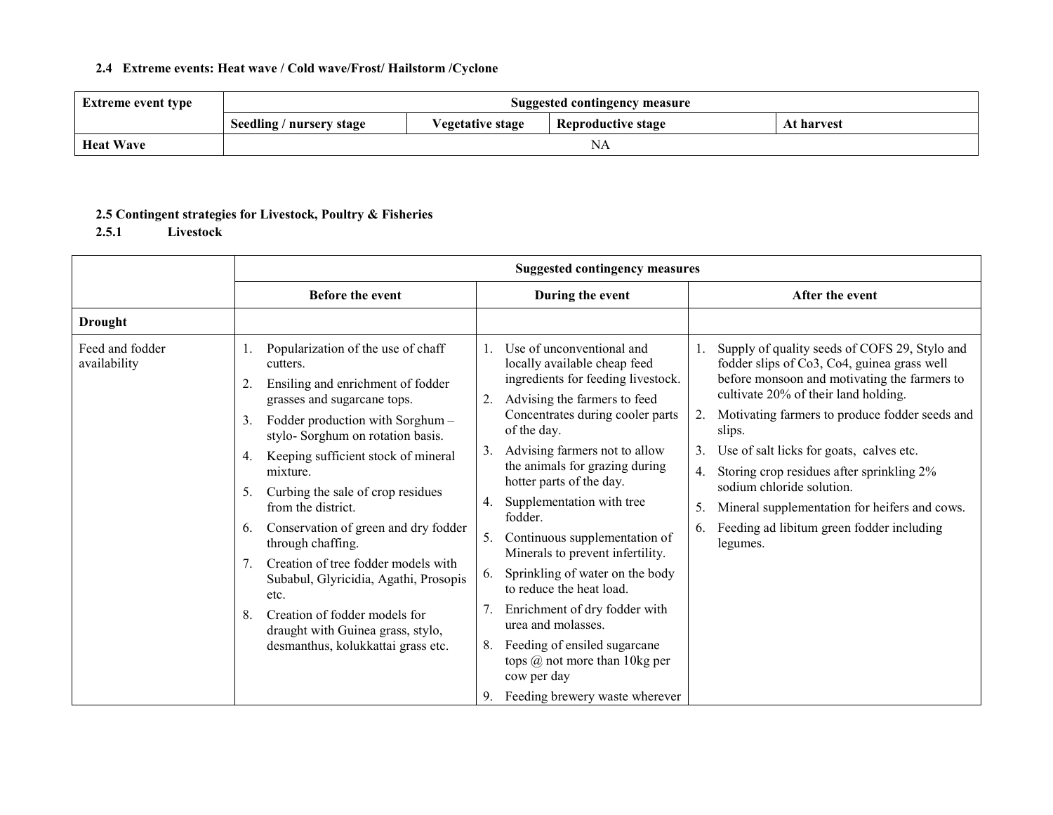### 2.4 Extreme events: Heat wave / Cold wave/Frost/ Hailstorm /Cyclone

| Extreme event type | Suggested contingency measure | | | |
|---|---|---|---|---|
| | **Seedling / nursery stage** | **Vegetative stage** | **Reproductive stage** | **At harvest** |
| **Heat Wave** | NA | | | |

### 2.5 Contingent strategies for Livestock, Poultry & Fisheries

#### 2.5.1 Livestock

| | Suggested contingency measures | | |
|---|---|---|---|
| | **Before the event** | **During the event** | **After the event** |
| **Drought** | | | |
| Feed and fodder availability | 1. Popularization of the use of chaff cutters.<br>2. Ensiling and enrichment of fodder grasses and sugarcane tops.<br>3. Fodder production with Sorghum – stylo- Sorghum on rotation basis.<br>4. Keeping sufficient stock of mineral mixture.<br>5. Curbing the sale of crop residues from the district.<br>6. Conservation of green and dry fodder through chaffing.<br>7. Creation of tree fodder models with Subabul, Glyricidia, Agathi, Prosopis etc.<br>8. Creation of fodder models for draught with Guinea grass, stylo, desmanthus, kolukkattai grass etc. | 1. Use of unconventional and locally available cheap feed ingredients for feeding livestock.<br>2. Advising the farmers to feed Concentrates during cooler parts of the day.<br>3. Advising farmers not to allow the animals for grazing during hotter parts of the day.<br>4. Supplementation with tree fodder.<br>5. Continuous supplementation of Minerals to prevent infertility.<br>6. Sprinkling of water on the body to reduce the heat load.<br>7. Enrichment of dry fodder with urea and molasses.<br>8. Feeding of ensiled sugarcane tops @ not more than 10kg per cow per day<br>9. Feeding brewery waste wherever | 1. Supply of quality seeds of COFS 29, Stylo and fodder slips of Co3, Co4, guinea grass well before monsoon and motivating the farmers to cultivate 20% of their land holding.<br>2. Motivating farmers to produce fodder seeds and slips.<br>3. Use of salt licks for goats, calves etc.<br>4. Storing crop residues after sprinkling 2% sodium chloride solution.<br>5. Mineral supplementation for heifers and cows.<br>6. Feeding ad libitum green fodder including legumes. |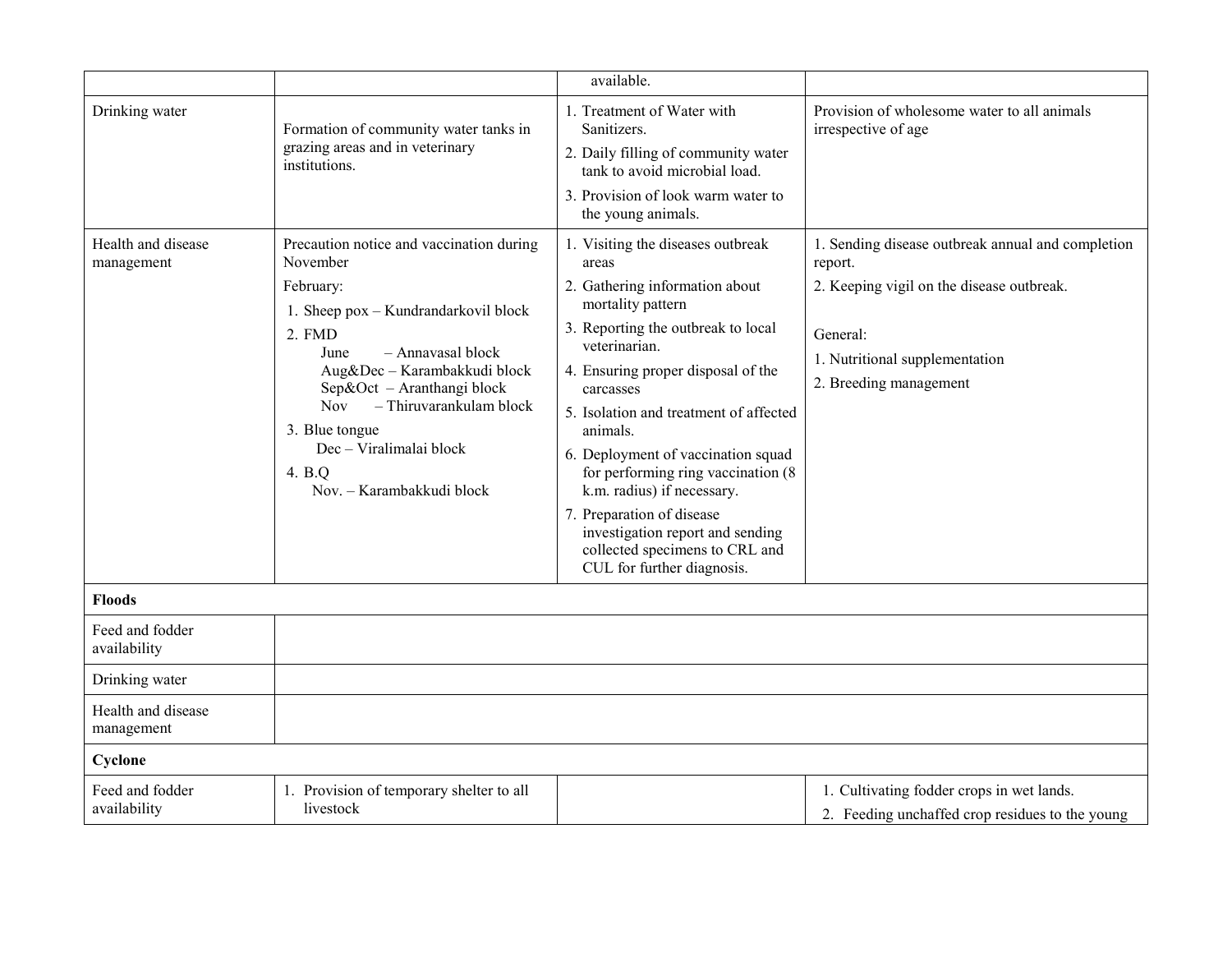| | | | |
|---|---|---|---|
| | | available. | |
| Drinking water | Formation of community water tanks in grazing areas and in veterinary institutions. | 1. Treatment of Water with Sanitizers.<br>2. Daily filling of community water tank to avoid microbial load.<br>3. Provision of look warm water to the young animals. | Provision of wholesome water to all animals irrespective of age |
| Health and disease management | Precaution notice and vaccination during November<br>February:<br>1. Sheep pox – Kundrandarkovil block<br>2. FMD<br>June – Annavasal block<br>Aug&Dec – Karambakkudi block<br>Sep&Oct – Aranthangi block<br>Nov – Thiruvarankulam block<br>3. Blue tongue<br>Dec – Viralimalai block<br>4. B.Q<br>Nov. – Karambakkudi block | 1. Visiting the diseases outbreak areas<br>2. Gathering information about mortality pattern<br>3. Reporting the outbreak to local veterinarian.<br>4. Ensuring proper disposal of the carcasses<br>5. Isolation and treatment of affected animals.<br>6. Deployment of vaccination squad for performing ring vaccination (8 k.m. radius) if necessary.<br>7. Preparation of disease investigation report and sending collected specimens to CRL and CUL for further diagnosis. | 1. Sending disease outbreak annual and completion report.<br>2. Keeping vigil on the disease outbreak.<br><br>General:<br>1. Nutritional supplementation<br>2. Breeding management |
| **Floods** | | | |
| Feed and fodder availability | | | |
| Drinking water | | | |
| Health and disease management | | | |
| **Cyclone** | | | |
| Feed and fodder availability | 1. Provision of temporary shelter to all livestock | | 1. Cultivating fodder crops in wet lands.<br>2. Feeding unchaffed crop residues to the young |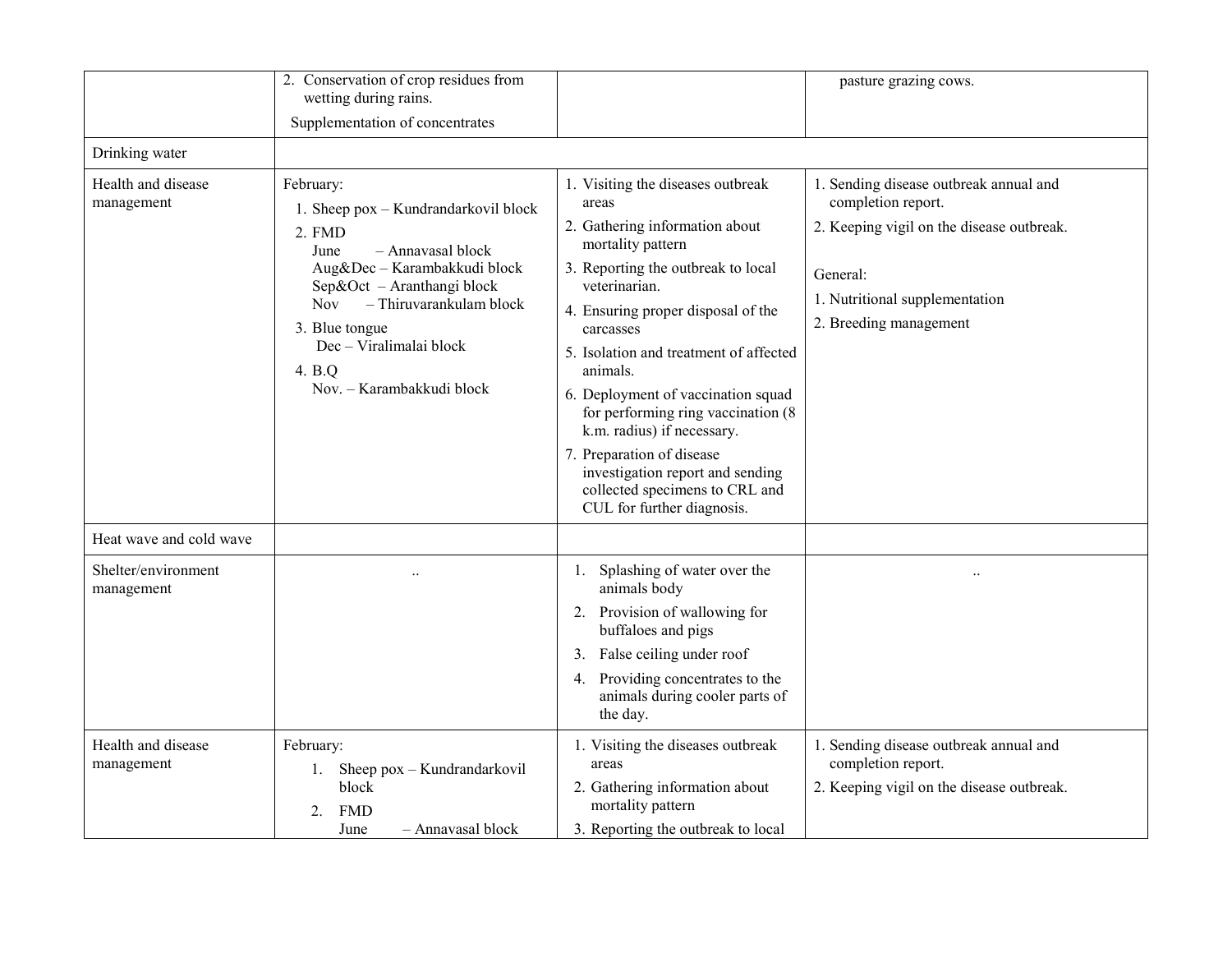| | | | |
|---|---|---|---|
| | 2. Conservation of crop residues from wetting during rains.<br>Supplementation of concentrates | | pasture grazing cows. |
| Drinking water | | | |
| Health and disease management | February:<br>1. Sheep pox – Kundrandarkovil block<br>2. FMD<br>June – Annavasal block<br>Aug&Dec – Karambakkudi block<br>Sep&Oct – Aranthangi block<br>Nov – Thiruvarankulam block<br>3. Blue tongue<br>Dec – Viralimalai block<br>4. B.Q<br>Nov. – Karambakkudi block | 1. Visiting the diseases outbreak areas<br>2. Gathering information about mortality pattern<br>3. Reporting the outbreak to local veterinarian.<br>4. Ensuring proper disposal of the carcasses<br>5. Isolation and treatment of affected animals.<br>6. Deployment of vaccination squad for performing ring vaccination (8 k.m. radius) if necessary.<br>7. Preparation of disease investigation report and sending collected specimens to CRL and CUL for further diagnosis. | 1. Sending disease outbreak annual and completion report.<br>2. Keeping vigil on the disease outbreak.<br><br>General:<br>1. Nutritional supplementation<br>2. Breeding management |
| Heat wave and cold wave | | | |
| Shelter/environment management | .. | 1. Splashing of water over the animals body<br>2. Provision of wallowing for buffaloes and pigs<br>3. False ceiling under roof<br>4. Providing concentrates to the animals during cooler parts of the day. | .. |
| Health and disease management | February:<br>1. Sheep pox – Kundrandarkovil block<br>2. FMD<br>June – Annavasal block | 1. Visiting the diseases outbreak areas<br>2. Gathering information about mortality pattern<br>3. Reporting the outbreak to local | 1. Sending disease outbreak annual and completion report.<br>2. Keeping vigil on the disease outbreak. |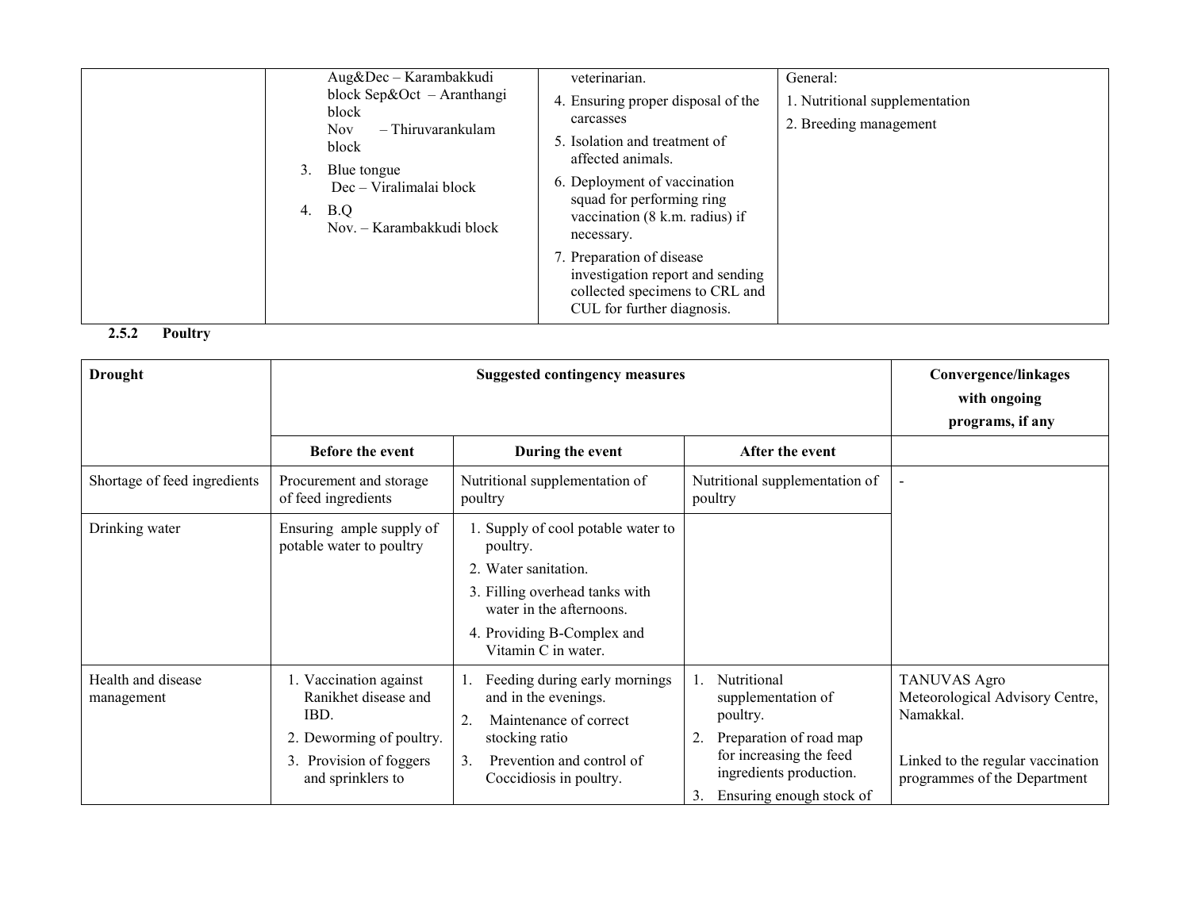| | | | |
|---|---|---|---|
| | Aug&Dec – Karambakkudi block Sep&Oct – Aranthangi block<br>Nov – Thiruvarankulam block<br>3. Blue tongue<br>Dec – Viralimalai block<br>4. B.Q<br>Nov. – Karambakkudi block | veterinarian.<br>4. Ensuring proper disposal of the carcasses<br>5. Isolation and treatment of affected animals.<br>6. Deployment of vaccination squad for performing ring vaccination (8 k.m. radius) if necessary.<br>7. Preparation of disease investigation report and sending collected specimens to CRL and CUL for further diagnosis. | General:<br>1. Nutritional supplementation<br>2. Breeding management |

**2.5.2 Poultry**

| Drought | Suggested contingency measures | | | Convergence/linkages with ongoing programs, if any |
|---|---|---|---|---|
| | Before the event | During the event | After the event | |
| Shortage of feed ingredients | Procurement and storage of feed ingredients | Nutritional supplementation of poultry | Nutritional supplementation of poultry | - |
| Drinking water | Ensuring ample supply of potable water to poultry | 1. Supply of cool potable water to poultry.<br>2. Water sanitation.<br>3. Filling overhead tanks with water in the afternoons.<br>4. Providing B-Complex and Vitamin C in water. | | |
| Health and disease management | 1. Vaccination against Ranikhet disease and IBD.<br>2. Deworming of poultry.<br>3. Provision of foggers and sprinklers to | 1. Feeding during early mornings and in the evenings.<br>2. Maintenance of correct stocking ratio<br>3. Prevention and control of Coccidiosis in poultry. | 1. Nutritional supplementation of poultry.<br>2. Preparation of road map for increasing the feed ingredients production.<br>3. Ensuring enough stock of | TANUVAS Agro Meteorological Advisory Centre, Namakkal.<br><br>Linked to the regular vaccination programmes of the Department |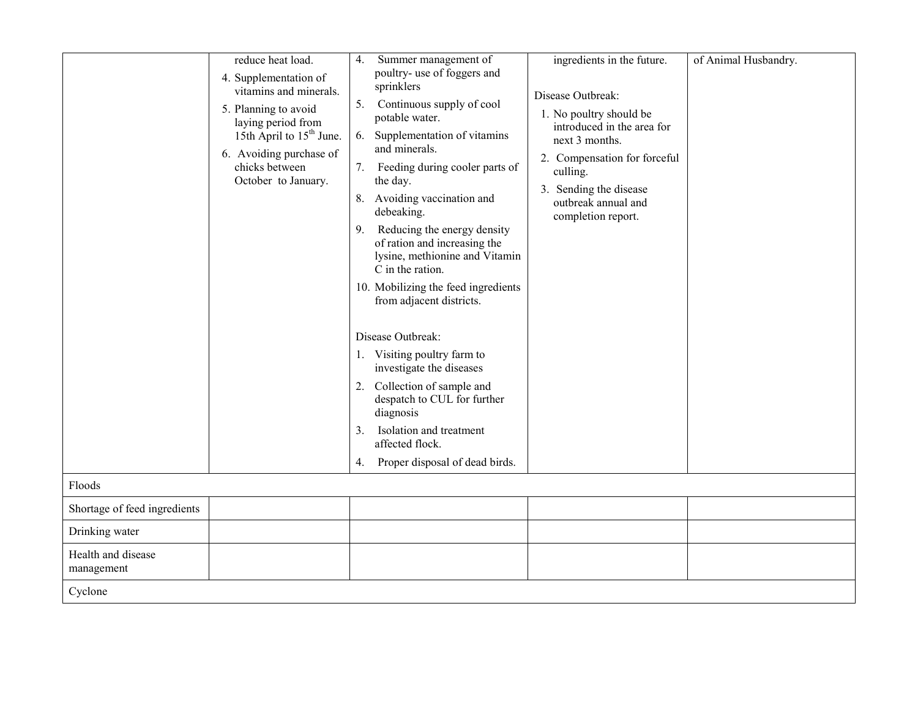| | | | | |
|---|---|---|---|---|
| | reduce heat load.<br>4. Supplementation of vitamins and minerals.<br>5. Planning to avoid laying period from 15th April to 15$^{th}$ June.<br>6. Avoiding purchase of chicks between October to January. | 4. Summer management of poultry- use of foggers and sprinklers<br>5. Continuous supply of cool potable water.<br>6. Supplementation of vitamins and minerals.<br>7. Feeding during cooler parts of the day.<br>8. Avoiding vaccination and debeaking.<br>9. Reducing the energy density of ration and increasing the lysine, methionine and Vitamin C in the ration.<br>10. Mobilizing the feed ingredients from adjacent districts.<br><br>Disease Outbreak:<br>1. Visiting poultry farm to investigate the diseases<br>2. Collection of sample and despatch to CUL for further diagnosis<br>3. Isolation and treatment affected flock.<br>4. Proper disposal of dead birds. | ingredients in the future.<br><br>Disease Outbreak:<br>1. No poultry should be introduced in the area for next 3 months.<br>2. Compensation for forceful culling.<br>3. Sending the disease outbreak annual and completion report. | of Animal Husbandry. |
| Floods | | | | |
| Shortage of feed ingredients | | | | |
| Drinking water | | | | |
| Health and disease management | | | | |
| Cyclone | | | | |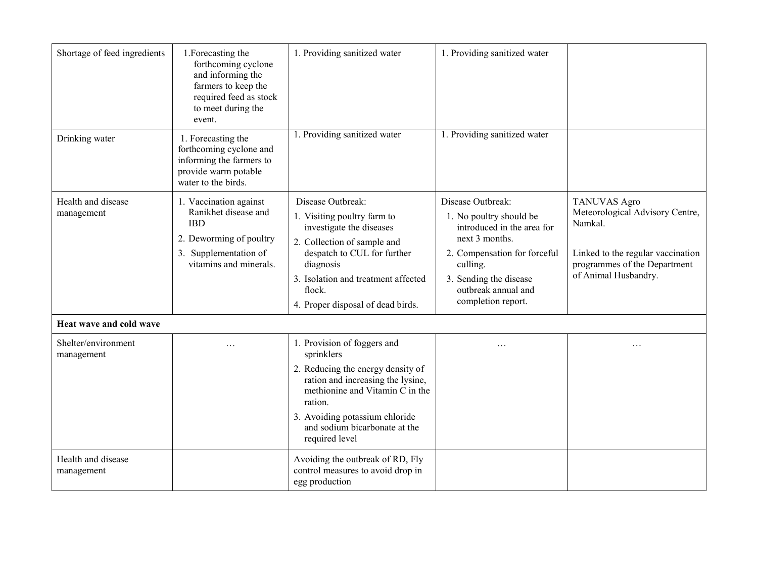| | | | | |
|---|---|---|---|---|
| Shortage of feed ingredients | 1.Forecasting the forthcoming cyclone and informing the farmers to keep the required feed as stock to meet during the event. | 1. Providing sanitized water | 1. Providing sanitized water | |
| Drinking water | 1. Forecasting the forthcoming cyclone and informing the farmers to provide warm potable water to the birds. | 1. Providing sanitized water | 1. Providing sanitized water | |
| Health and disease management | 1. Vaccination against Ranikhet disease and IBD<br>2. Deworming of poultry<br>3. Supplementation of vitamins and minerals. | Disease Outbreak:<br>1. Visiting poultry farm to investigate the diseases<br>2. Collection of sample and despatch to CUL for further diagnosis<br>3. Isolation and treatment affected flock.<br>4. Proper disposal of dead birds. | Disease Outbreak:<br>1. No poultry should be introduced in the area for next 3 months.<br>2. Compensation for forceful culling.<br>3. Sending the disease outbreak annual and completion report. | TANUVAS Agro Meteorological Advisory Centre, Namkal.<br><br>Linked to the regular vaccination programmes of the Department of Animal Husbandry. |
| **Heat wave and cold wave** | | | | |
| Shelter/environment management | … | 1. Provision of foggers and sprinklers<br>2. Reducing the energy density of ration and increasing the lysine, methionine and Vitamin C in the ration.<br>3. Avoiding potassium chloride and sodium bicarbonate at the required level | … | … |
| Health and disease management | | Avoiding the outbreak of RD, Fly control measures to avoid drop in egg production | | |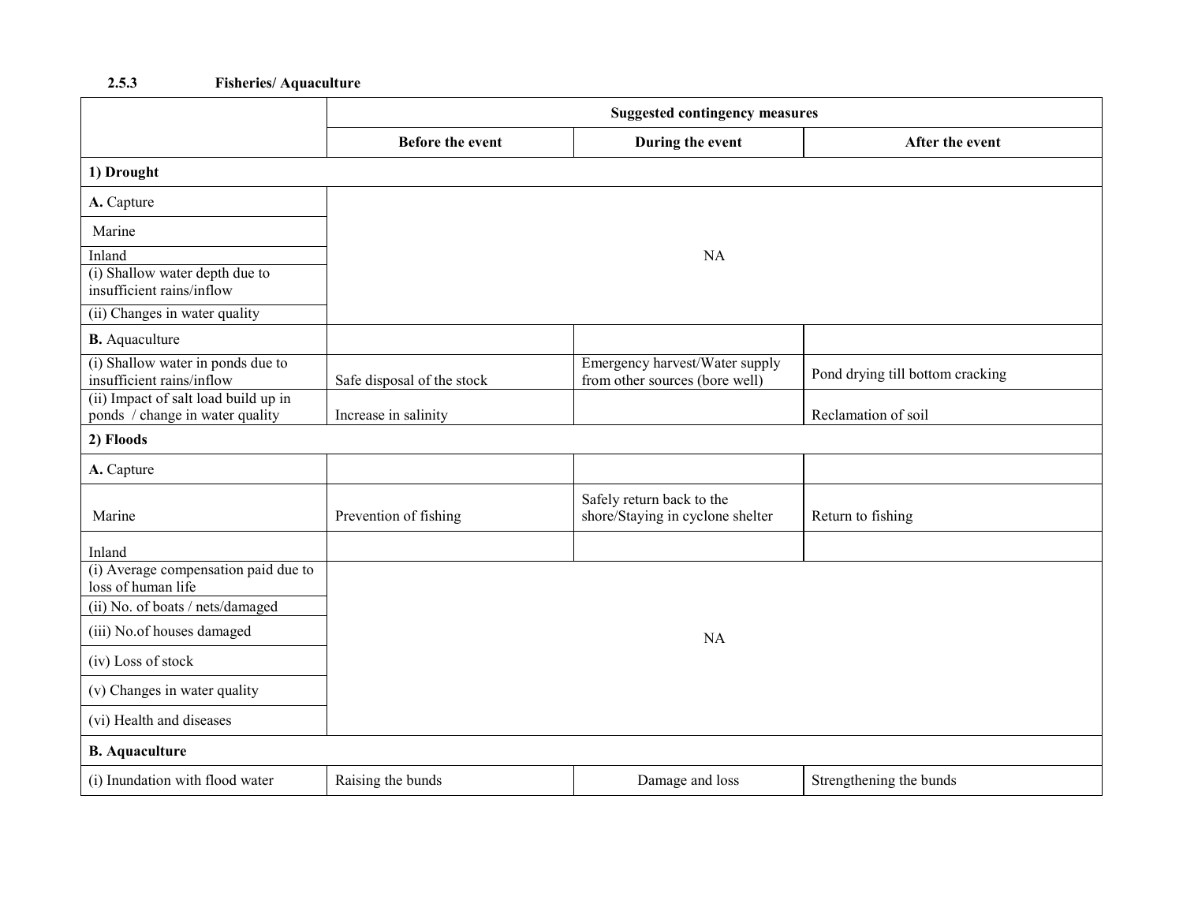### 2.5.3 Fisheries/ Aquaculture

| | Suggested contingency measures | | |
|---|---|---|---|
| | **Before the event** | **During the event** | **After the event** |
| **1) Drought** | | | |
| **A.** Capture | NA | | |
| Marine | | | |
| Inland | | | |
| (i) Shallow water depth due to insufficient rains/inflow | | | |
| (ii) Changes in water quality | | | |
| **B.** Aquaculture | | | |
| (i) Shallow water in ponds due to insufficient rains/inflow | Safe disposal of the stock | Emergency harvest/Water supply from other sources (bore well) | Pond drying till bottom cracking |
| (ii) Impact of salt load build up in ponds / change in water quality | Increase in salinity | | Reclamation of soil |
| **2) Floods** | | | |
| **A.** Capture | | | |
| Marine | Prevention of fishing | Safely return back to the shore/Staying in cyclone shelter | Return to fishing |
| Inland | | | |
| (i) Average compensation paid due to loss of human life | NA | | |
| (ii) No. of boats / nets/damaged | | | |
| (iii) No.of houses damaged | | | |
| (iv) Loss of stock | | | |
| (v) Changes in water quality | | | |
| (vi) Health and diseases | | | |
| **B. Aquaculture** | | | |
| (i) Inundation with flood water | Raising the bunds | Damage and loss | Strengthening the bunds |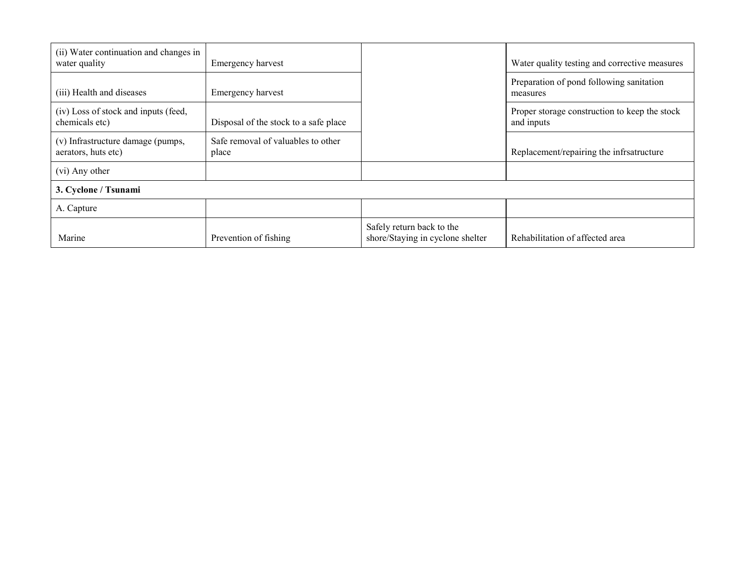| | | | |
|---|---|---|---|
| (ii) Water continuation and changes in water quality | Emergency harvest | | Water quality testing and corrective measures |
| (iii) Health and diseases | Emergency harvest | | Preparation of pond following sanitation measures |
| (iv) Loss of stock and inputs (feed, chemicals etc) | Disposal of the stock to a safe place | | Proper storage construction to keep the stock and inputs |
| (v) Infrastructure damage (pumps, aerators, huts etc) | Safe removal of valuables to other place | | Replacement/repairing the infrsatructure |
| (vi) Any other | | | |
| **3. Cyclone / Tsunami** | | | |
| A. Capture | | | |
| Marine | Prevention of fishing | Safely return back to the shore/Staying in cyclone shelter | Rehabilitation of affected area |